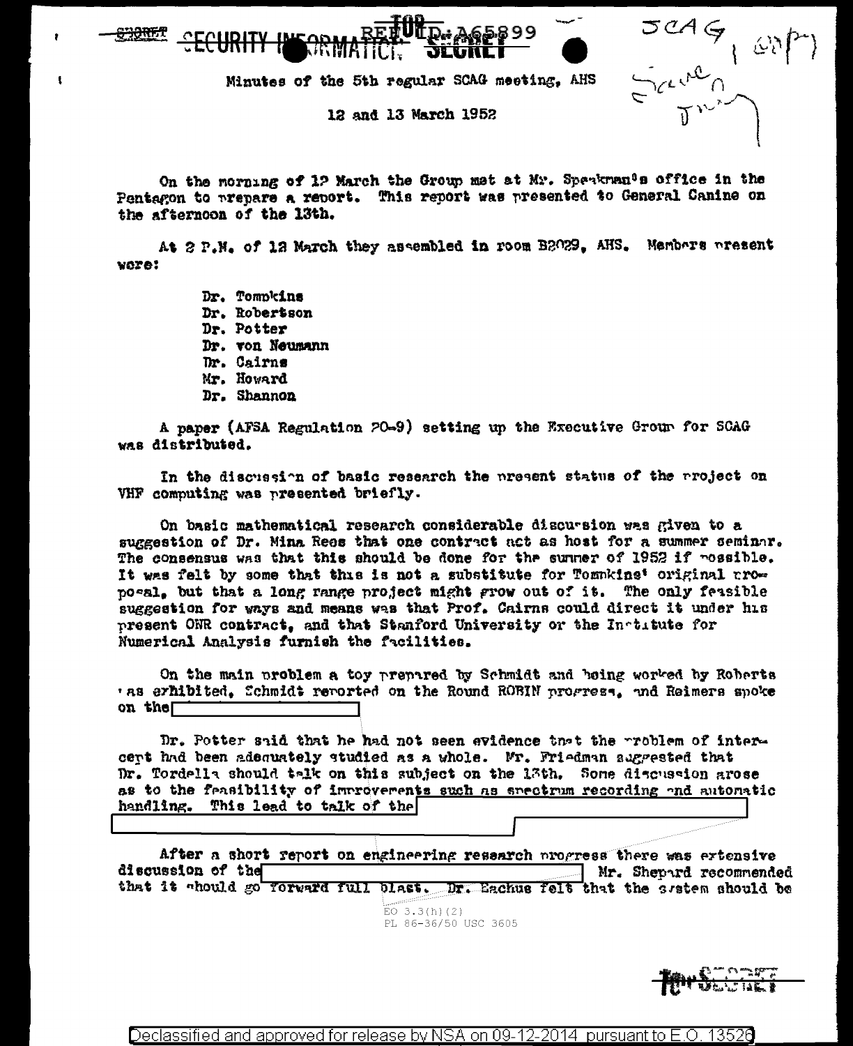SECRET SECURITY INFORMATION REF ID:A65899 TOP SECRET

SCAG

Minutes of the 5th regular SCAG meeting, AHS

12 and 13 March 1952

On the morning of 12 March the Group met at Mr. Speakman's office in the Pentagon to prepare a report. This report was presented to General Canine on the afternoon of the 13th.

At 2 P.M. of 12 March they assembled in room B2029, AHS. Members present were:

- Dr. Tompkins
- Dr. Robertson
- Dr. Potter
- Dr. von Neumann
- Dr. Cairns
- Mr. Howard
- Dr. Shannon

A paper (AFSA Regulation 20-9) setting up the Executive Group for SCAG was distributed.

In the discussion of basic research the present status of the project on VHF computing was presented briefly.

On basic mathematical research considerable discussion was given to a suggestion of Dr. Mina Rees that one contract act as host for a summer seminar. The consensus was that this should be done for the summer of 1952 if possible. It was felt by some that this is not a substitute for Tompkins' original proposal, but that a long range project might grow out of it. The only feasible suggestion for ways and means was that Prof. Cairns could direct it under his present ONR contract, and that Stanford University or the Institute for Numerical Analysis furnish the facilities.

On the main problem a toy prepared by Schmidt and being worked by Roberts was exhibited, Schmidt reported on the Round ROBIN progress, and Reimers spoke on the [REDACTED]

Dr. Potter said that he had not seen evidence that the problem of intercept had been adequately studied as a whole. Mr. Friedman suggested that Dr. Tordella should talk on this subject on the 13th. Some discussion arose as to the feasibility of improvements such as spectrum recording and automatic handling. This lead to talk of the [REDACTED]

After a short report on engineering research progress there was extensive discussion of the [REDACTED] Mr. Shepard recommended that it should go forward full blast. Dr. Eachus felt that the system should be

EO 3.3(h)(2)
PL 86-36/50 USC 3605

TOP SECRET

Declassified and approved for release by NSA on 09-12-2014 pursuant to E.O. 13526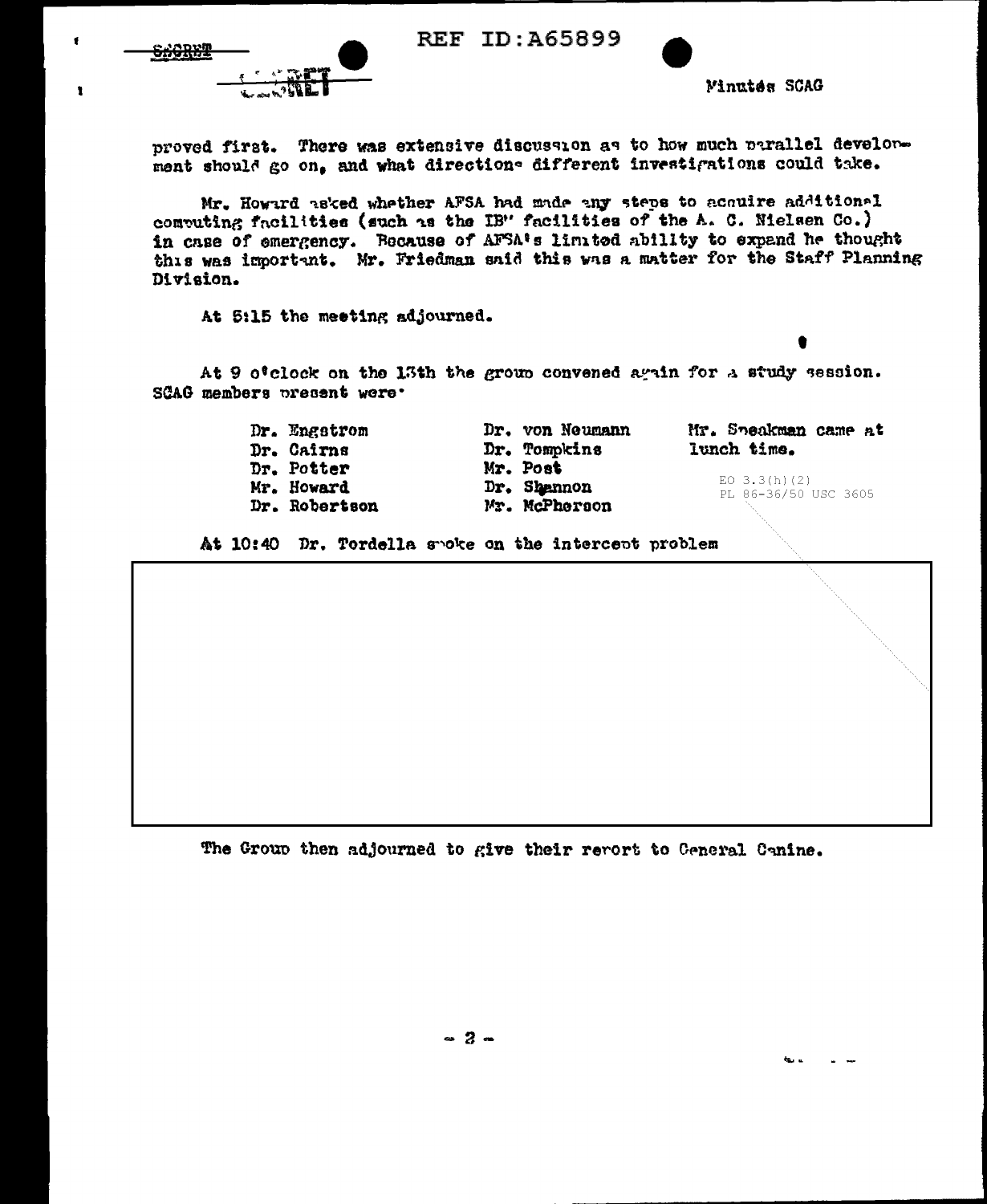proved first. There was extensive discussion as to how much parallel development should go on, and what directions different investigations could take.

Mr. Howard asked whether AFSA had made any steps to acquire additional computing facilities (such as the IBM facilities of the A. C. Nielsen Co.) in case of emergency. Because of AFSA's limited ability to expand he thought this was important. Mr. Friedman said this was a matter for the Staff Planning Division.

At 5:15 the meeting adjourned.

At 9 o'clock on the 13th the group convened again for a study session. SCAG members present were:

| | | |
|---|---|---|
| Dr. Engstrom | Dr. von Neumann | Mr. Speakman came at lunch time. |
| Dr. Cairns | Dr. Tompkins | |
| Dr. Potter | Mr. Post | |
| Mr. Howard | Dr. Shannon | |
| Dr. Robertson | Mr. McPherson | |

EO 3.3(h)(2)
PL 86-36/50 USC 3605

At 10:40 Dr. Tordella spoke on the intercept problem

The Group then adjourned to give their report to General Canine.